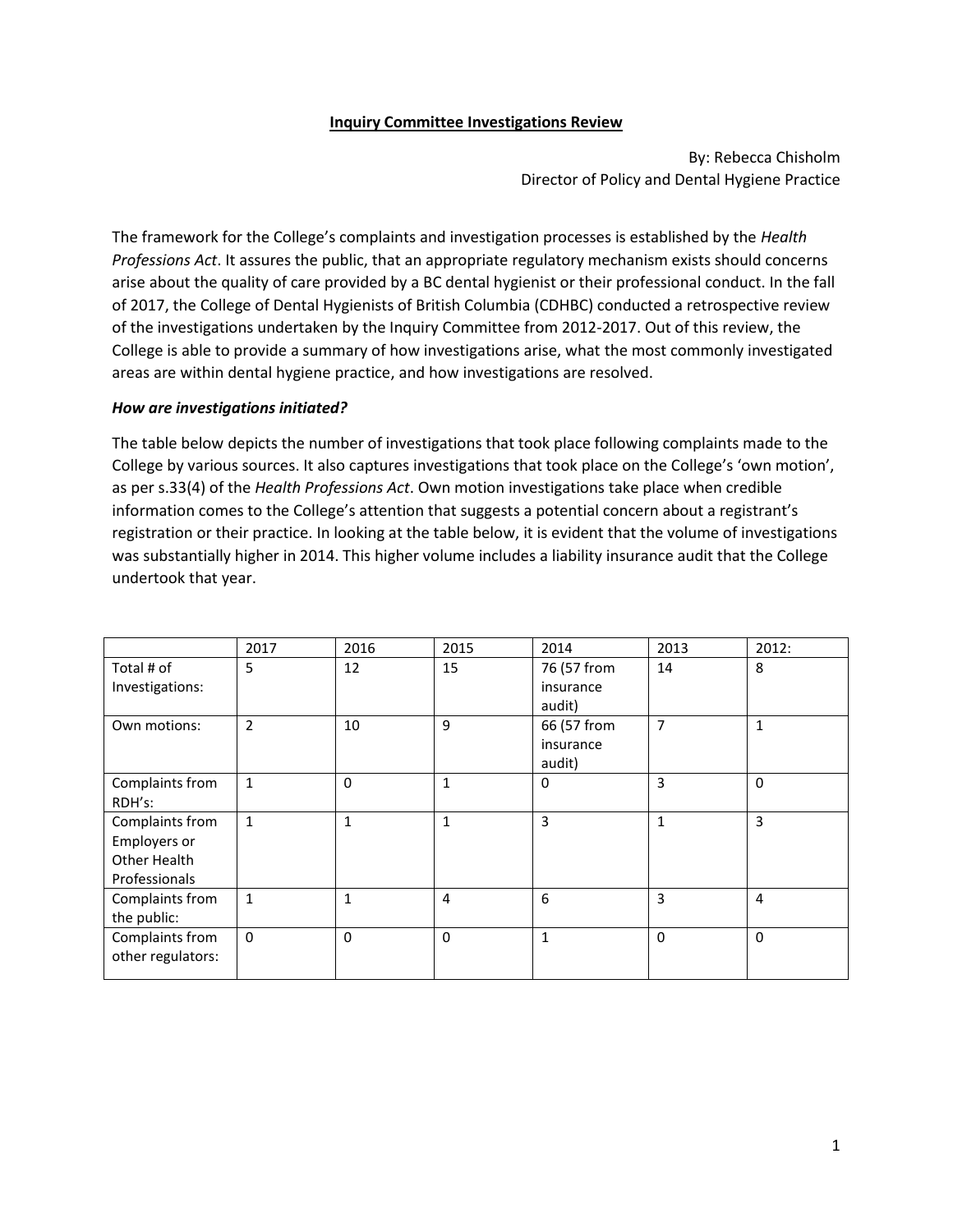# Inquiry Committee Investigations Review

By: Rebecca Chisholm
Director of Policy and Dental Hygiene Practice

The framework for the College's complaints and investigation processes is established by the *Health Professions Act*. It assures the public, that an appropriate regulatory mechanism exists should concerns arise about the quality of care provided by a BC dental hygienist or their professional conduct. In the fall of 2017, the College of Dental Hygienists of British Columbia (CDHBC) conducted a retrospective review of the investigations undertaken by the Inquiry Committee from 2012-2017. Out of this review, the College is able to provide a summary of how investigations arise, what the most commonly investigated areas are within dental hygiene practice, and how investigations are resolved.

***How are investigations initiated?***

The table below depicts the number of investigations that took place following complaints made to the College by various sources. It also captures investigations that took place on the College's 'own motion', as per s.33(4) of the *Health Professions Act*. Own motion investigations take place when credible information comes to the College's attention that suggests a potential concern about a registrant's registration or their practice. In looking at the table below, it is evident that the volume of investigations was substantially higher in 2014. This higher volume includes a liability insurance audit that the College undertook that year.

| | 2017 | 2016 | 2015 | 2014 | 2013 | 2012: |
|---|---|---|---|---|---|---|
| Total # of Investigations: | 5 | 12 | 15 | 76 (57 from insurance audit) | 14 | 8 |
| Own motions: | 2 | 10 | 9 | 66 (57 from insurance audit) | 7 | 1 |
| Complaints from RDH's: | 1 | 0 | 1 | 0 | 3 | 0 |
| Complaints from Employers or Other Health Professionals | 1 | 1 | 1 | 3 | 1 | 3 |
| Complaints from the public: | 1 | 1 | 4 | 6 | 3 | 4 |
| Complaints from other regulators: | 0 | 0 | 0 | 1 | 0 | 0 |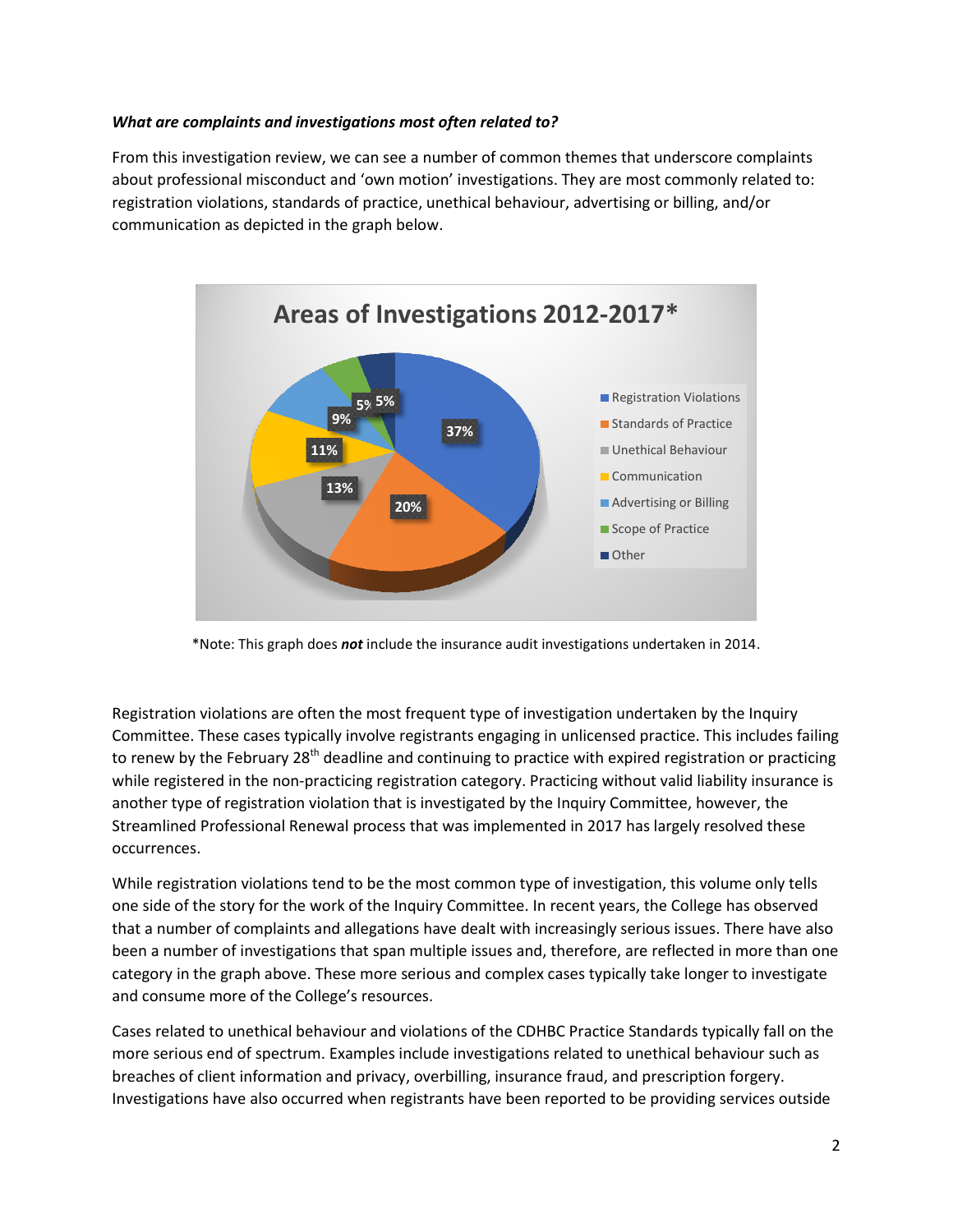***What are complaints and investigations most often related to?***

From this investigation review, we can see a number of common themes that underscore complaints about professional misconduct and 'own motion' investigations. They are most commonly related to: registration violations, standards of practice, unethical behaviour, advertising or billing, and/or communication as depicted in the graph below.

**Areas of Investigations 2012-2017***

| Area | Percentage |
|---|---|
| Registration Violations | 37% |
| Standards of Practice | 20% |
| Unethical Behaviour | 13% |
| Communication | 11% |
| Advertising or Billing | 9% |
| Scope of Practice | 5% |
| Other | 5% |

*Note: This graph does ***not*** include the insurance audit investigations undertaken in 2014.

Registration violations are often the most frequent type of investigation undertaken by the Inquiry Committee. These cases typically involve registrants engaging in unlicensed practice. This includes failing to renew by the February 28th deadline and continuing to practice with expired registration or practicing while registered in the non-practicing registration category. Practicing without valid liability insurance is another type of registration violation that is investigated by the Inquiry Committee, however, the Streamlined Professional Renewal process that was implemented in 2017 has largely resolved these occurrences.

While registration violations tend to be the most common type of investigation, this volume only tells one side of the story for the work of the Inquiry Committee. In recent years, the College has observed that a number of complaints and allegations have dealt with increasingly serious issues. There have also been a number of investigations that span multiple issues and, therefore, are reflected in more than one category in the graph above. These more serious and complex cases typically take longer to investigate and consume more of the College's resources.

Cases related to unethical behaviour and violations of the CDHBC Practice Standards typically fall on the more serious end of spectrum. Examples include investigations related to unethical behaviour such as breaches of client information and privacy, overbilling, insurance fraud, and prescription forgery. Investigations have also occurred when registrants have been reported to be providing services outside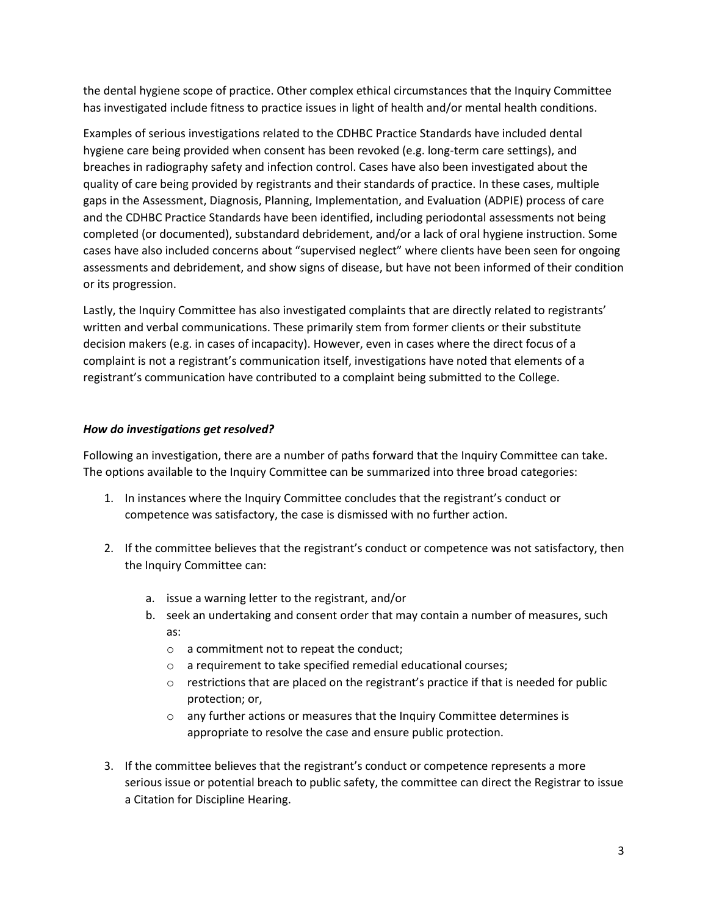the dental hygiene scope of practice. Other complex ethical circumstances that the Inquiry Committee has investigated include fitness to practice issues in light of health and/or mental health conditions.

Examples of serious investigations related to the CDHBC Practice Standards have included dental hygiene care being provided when consent has been revoked (e.g. long-term care settings), and breaches in radiography safety and infection control. Cases have also been investigated about the quality of care being provided by registrants and their standards of practice. In these cases, multiple gaps in the Assessment, Diagnosis, Planning, Implementation, and Evaluation (ADPIE) process of care and the CDHBC Practice Standards have been identified, including periodontal assessments not being completed (or documented), substandard debridement, and/or a lack of oral hygiene instruction. Some cases have also included concerns about "supervised neglect" where clients have been seen for ongoing assessments and debridement, and show signs of disease, but have not been informed of their condition or its progression.

Lastly, the Inquiry Committee has also investigated complaints that are directly related to registrants' written and verbal communications. These primarily stem from former clients or their substitute decision makers (e.g. in cases of incapacity). However, even in cases where the direct focus of a complaint is not a registrant's communication itself, investigations have noted that elements of a registrant's communication have contributed to a complaint being submitted to the College.

***How do investigations get resolved?***

Following an investigation, there are a number of paths forward that the Inquiry Committee can take. The options available to the Inquiry Committee can be summarized into three broad categories:

1. In instances where the Inquiry Committee concludes that the registrant's conduct or competence was satisfactory, the case is dismissed with no further action.

2. If the committee believes that the registrant's conduct or competence was not satisfactory, then the Inquiry Committee can:

   a. issue a warning letter to the registrant, and/or
   b. seek an undertaking and consent order that may contain a number of measures, such as:
      - a commitment not to repeat the conduct;
      - a requirement to take specified remedial educational courses;
      - restrictions that are placed on the registrant's practice if that is needed for public protection; or,
      - any further actions or measures that the Inquiry Committee determines is appropriate to resolve the case and ensure public protection.

3. If the committee believes that the registrant's conduct or competence represents a more serious issue or potential breach to public safety, the committee can direct the Registrar to issue a Citation for Discipline Hearing.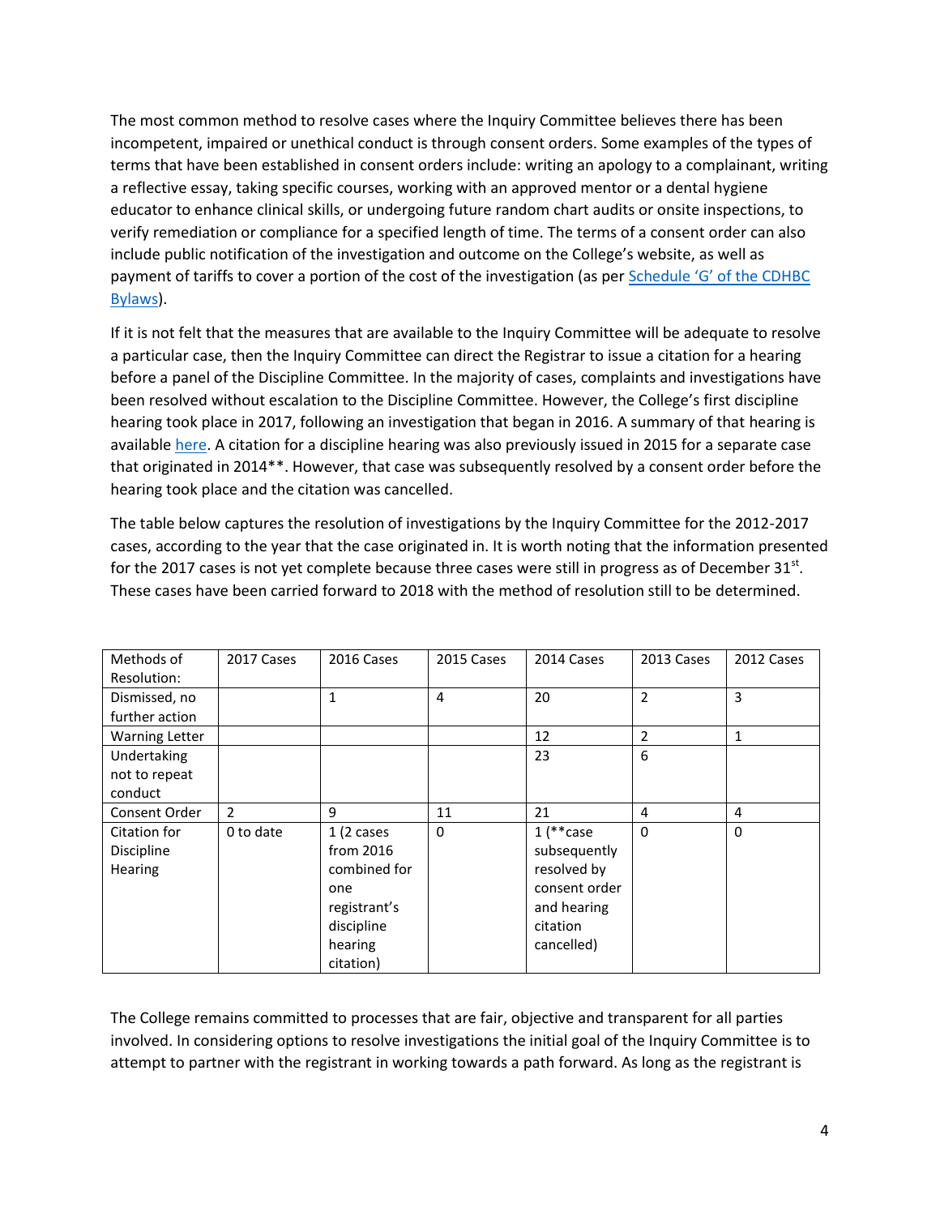The most common method to resolve cases where the Inquiry Committee believes there has been incompetent, impaired or unethical conduct is through consent orders. Some examples of the types of terms that have been established in consent orders include: writing an apology to a complainant, writing a reflective essay, taking specific courses, working with an approved mentor or a dental hygiene educator to enhance clinical skills, or undergoing future random chart audits or onsite inspections, to verify remediation or compliance for a specified length of time. The terms of a consent order can also include public notification of the investigation and outcome on the College's website, as well as payment of tariffs to cover a portion of the cost of the investigation (as per [Schedule 'G' of the CDHBC Bylaws]).

If it is not felt that the measures that are available to the Inquiry Committee will be adequate to resolve a particular case, then the Inquiry Committee can direct the Registrar to issue a citation for a hearing before a panel of the Discipline Committee. In the majority of cases, complaints and investigations have been resolved without escalation to the Discipline Committee. However, the College's first discipline hearing took place in 2017, following an investigation that began in 2016. A summary of that hearing is available [here]. A citation for a discipline hearing was also previously issued in 2015 for a separate case that originated in 2014**. However, that case was subsequently resolved by a consent order before the hearing took place and the citation was cancelled.

The table below captures the resolution of investigations by the Inquiry Committee for the 2012-2017 cases, according to the year that the case originated in. It is worth noting that the information presented for the 2017 cases is not yet complete because three cases were still in progress as of December 31st. These cases have been carried forward to 2018 with the method of resolution still to be determined.

| Methods of Resolution: | 2017 Cases | 2016 Cases | 2015 Cases | 2014 Cases | 2013 Cases | 2012 Cases |
|---|---|---|---|---|---|---|
| Dismissed, no further action | | 1 | 4 | 20 | 2 | 3 |
| Warning Letter | | | | 12 | 2 | 1 |
| Undertaking not to repeat conduct | | | | 23 | 6 | |
| Consent Order | 2 | 9 | 11 | 21 | 4 | 4 |
| Citation for Discipline Hearing | 0 to date | 1 (2 cases from 2016 combined for one registrant's discipline hearing citation) | 0 | 1 (**case subsequently resolved by consent order and hearing citation cancelled) | 0 | 0 |

The College remains committed to processes that are fair, objective and transparent for all parties involved. In considering options to resolve investigations the initial goal of the Inquiry Committee is to attempt to partner with the registrant in working towards a path forward. As long as the registrant is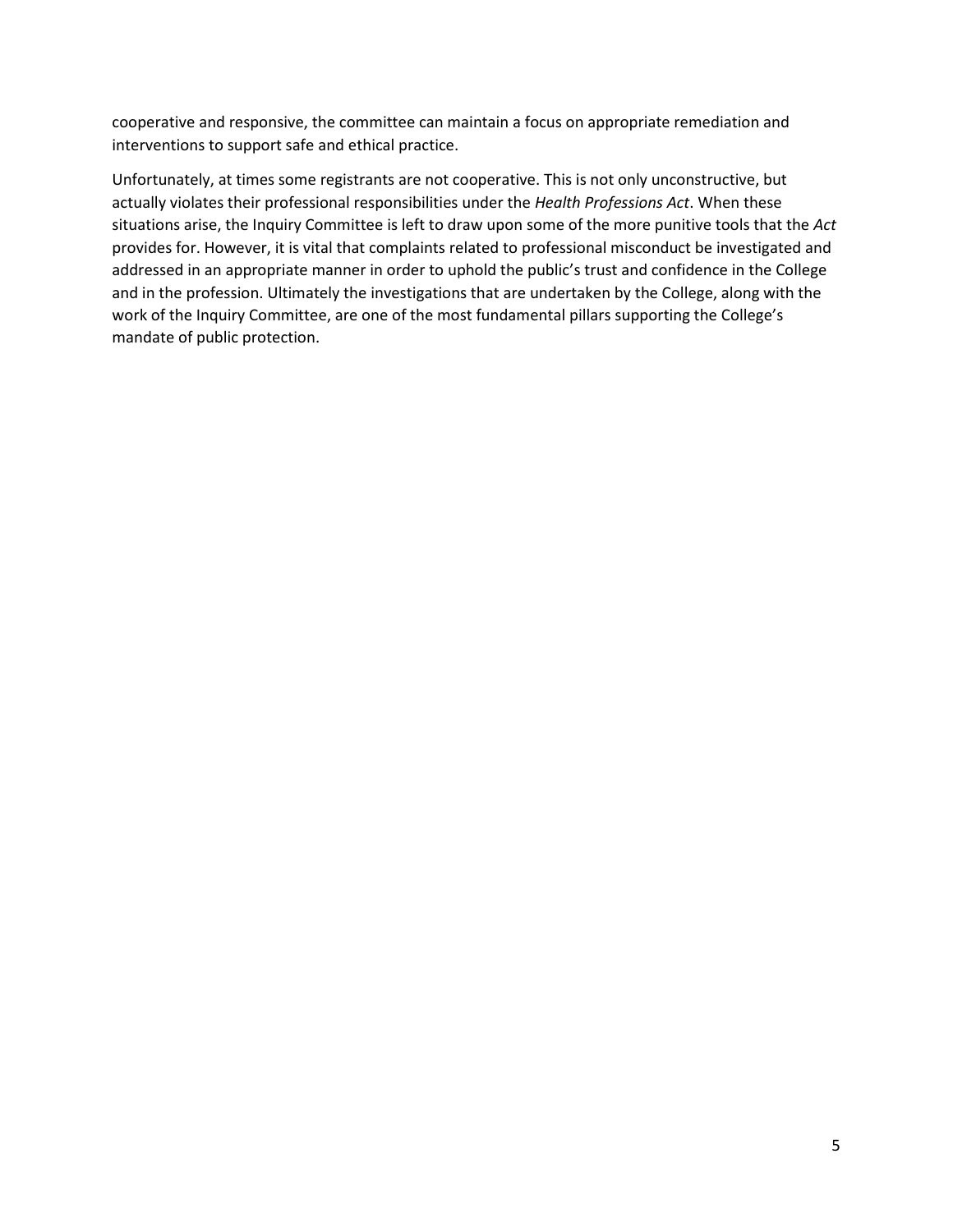cooperative and responsive, the committee can maintain a focus on appropriate remediation and interventions to support safe and ethical practice.

Unfortunately, at times some registrants are not cooperative. This is not only unconstructive, but actually violates their professional responsibilities under the *Health Professions Act*. When these situations arise, the Inquiry Committee is left to draw upon some of the more punitive tools that the *Act* provides for. However, it is vital that complaints related to professional misconduct be investigated and addressed in an appropriate manner in order to uphold the public's trust and confidence in the College and in the profession. Ultimately the investigations that are undertaken by the College, along with the work of the Inquiry Committee, are one of the most fundamental pillars supporting the College's mandate of public protection.